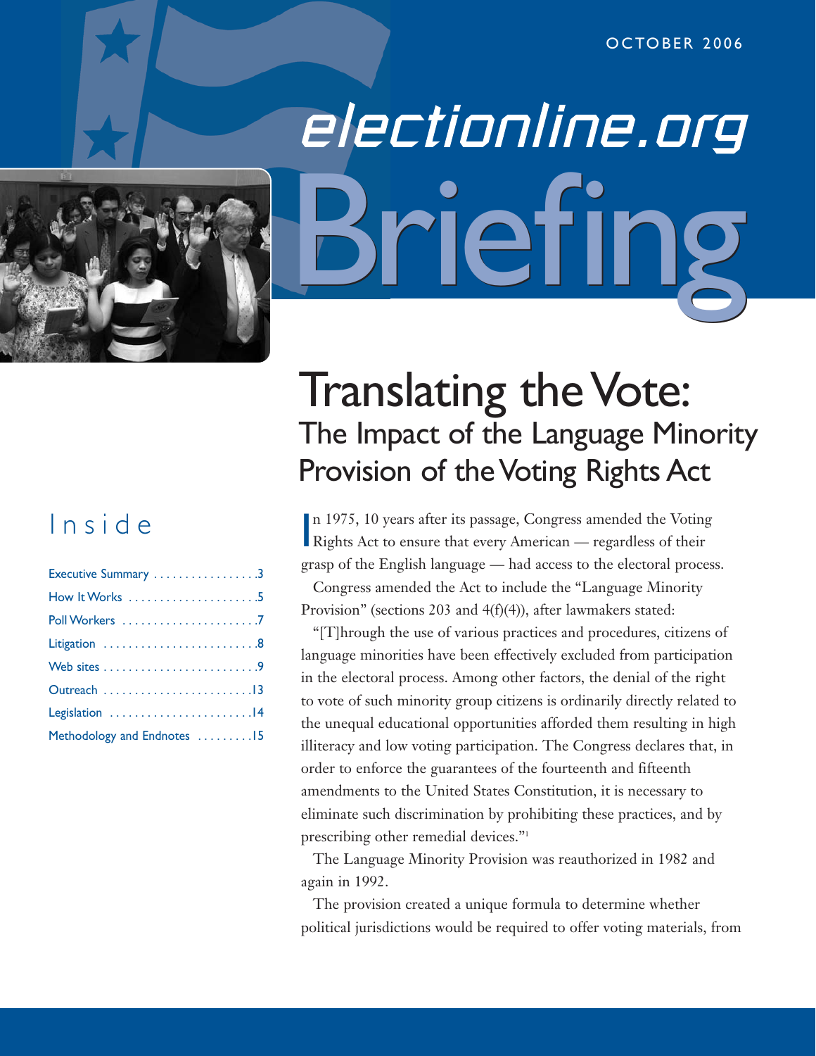OCTOBER 2006

electionline.org

# Briefing

# Translating the Vote:
## The Impact of the Language Minority Provision of the Voting Rights Act

## Inside

- Executive Summary . . . . . . . . . . . . . . . . 3
- How It Works . . . . . . . . . . . . . . . . . . . . 5
- Poll Workers . . . . . . . . . . . . . . . . . . . . . 7
- Litigation . . . . . . . . . . . . . . . . . . . . . . . . 8
- Web sites . . . . . . . . . . . . . . . . . . . . . . . . 9
- Outreach . . . . . . . . . . . . . . . . . . . . . . . 13
- Legislation . . . . . . . . . . . . . . . . . . . . . . 14
- Methodology and Endnotes . . . . . . . . . 15

In 1975, 10 years after its passage, Congress amended the Voting Rights Act to ensure that every American — regardless of their grasp of the English language — had access to the electoral process.

Congress amended the Act to include the "Language Minority Provision" (sections 203 and 4(f)(4)), after lawmakers stated:

"[T]hrough the use of various practices and procedures, citizens of language minorities have been effectively excluded from participation in the electoral process. Among other factors, the denial of the right to vote of such minority group citizens is ordinarily directly related to the unequal educational opportunities afforded them resulting in high illiteracy and low voting participation. The Congress declares that, in order to enforce the guarantees of the fourteenth and fifteenth amendments to the United States Constitution, it is necessary to eliminate such discrimination by prohibiting these practices, and by prescribing other remedial devices."[1]

The Language Minority Provision was reauthorized in 1982 and again in 1992.

The provision created a unique formula to determine whether political jurisdictions would be required to offer voting materials, from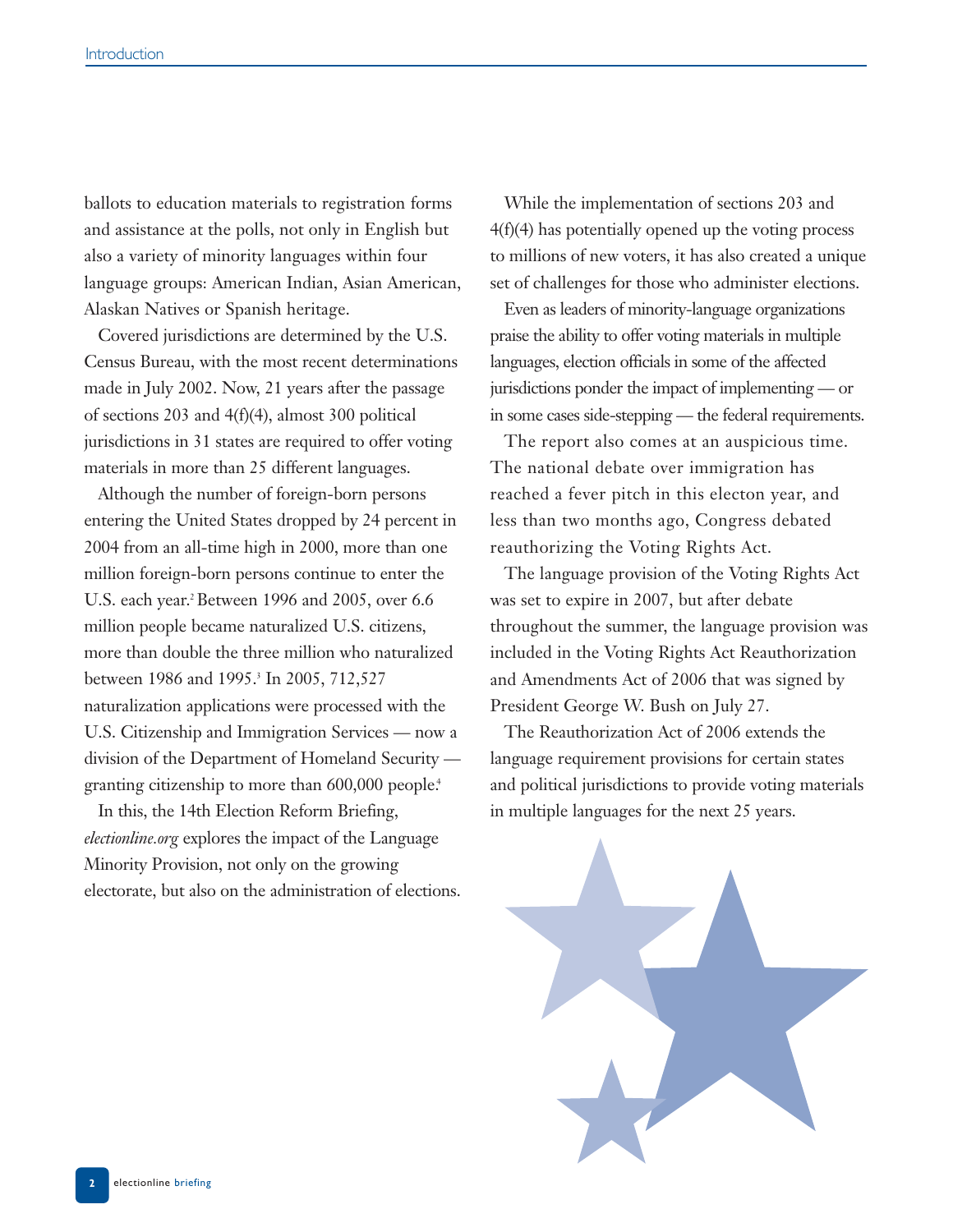ballots to education materials to registration forms and assistance at the polls, not only in English but also a variety of minority languages within four language groups: American Indian, Asian American, Alaskan Natives or Spanish heritage.

Covered jurisdictions are determined by the U.S. Census Bureau, with the most recent determinations made in July 2002. Now, 21 years after the passage of sections 203 and 4(f)(4), almost 300 political jurisdictions in 31 states are required to offer voting materials in more than 25 different languages.

Although the number of foreign-born persons entering the United States dropped by 24 percent in 2004 from an all-time high in 2000, more than one million foreign-born persons continue to enter the U.S. each year.[2] Between 1996 and 2005, over 6.6 million people became naturalized U.S. citizens, more than double the three million who naturalized between 1986 and 1995.[3] In 2005, 712,527 naturalization applications were processed with the U.S. Citizenship and Immigration Services — now a division of the Department of Homeland Security — granting citizenship to more than 600,000 people.[4]

In this, the 14th Election Reform Briefing, *electionline.org* explores the impact of the Language Minority Provision, not only on the growing electorate, but also on the administration of elections.

While the implementation of sections 203 and 4(f)(4) has potentially opened up the voting process to millions of new voters, it has also created a unique set of challenges for those who administer elections.

Even as leaders of minority-language organizations praise the ability to offer voting materials in multiple languages, election officials in some of the affected jurisdictions ponder the impact of implementing — or in some cases side-stepping — the federal requirements.

The report also comes at an auspicious time. The national debate over immigration has reached a fever pitch in this electon year, and less than two months ago, Congress debated reauthorizing the Voting Rights Act.

The language provision of the Voting Rights Act was set to expire in 2007, but after debate throughout the summer, the language provision was included in the Voting Rights Act Reauthorization and Amendments Act of 2006 that was signed by President George W. Bush on July 27.

The Reauthorization Act of 2006 extends the language requirement provisions for certain states and political jurisdictions to provide voting materials in multiple languages for the next 25 years.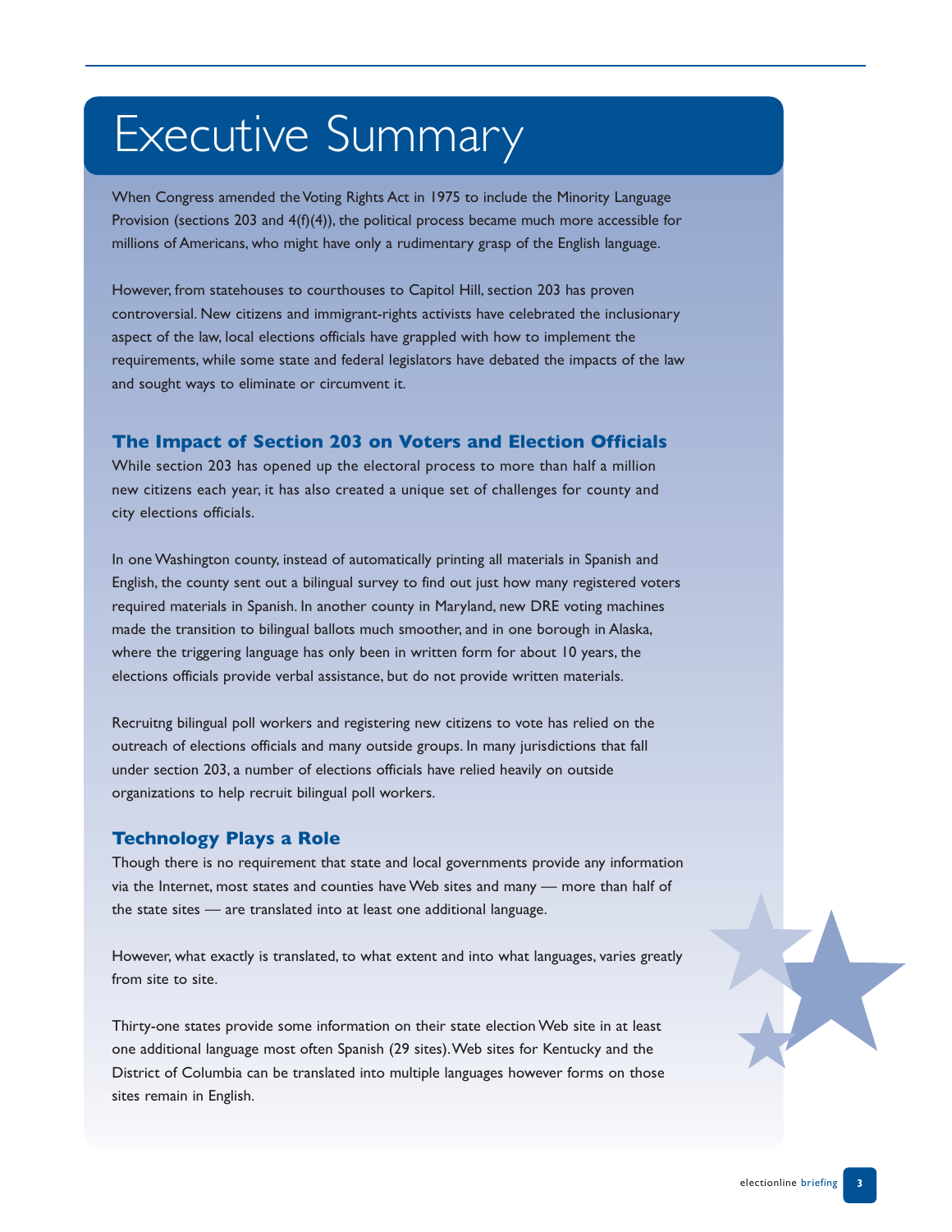# Executive Summary

When Congress amended the Voting Rights Act in 1975 to include the Minority Language Provision (sections 203 and 4(f)(4)), the political process became much more accessible for millions of Americans, who might have only a rudimentary grasp of the English language.

However, from statehouses to courthouses to Capitol Hill, section 203 has proven controversial. New citizens and immigrant-rights activists have celebrated the inclusionary aspect of the law, local elections officials have grappled with how to implement the requirements, while some state and federal legislators have debated the impacts of the law and sought ways to eliminate or circumvent it.

## The Impact of Section 203 on Voters and Election Officials

While section 203 has opened up the electoral process to more than half a million new citizens each year, it has also created a unique set of challenges for county and city elections officials.

In one Washington county, instead of automatically printing all materials in Spanish and English, the county sent out a bilingual survey to find out just how many registered voters required materials in Spanish. In another county in Maryland, new DRE voting machines made the transition to bilingual ballots much smoother, and in one borough in Alaska, where the triggering language has only been in written form for about 10 years, the elections officials provide verbal assistance, but do not provide written materials.

Recruitng bilingual poll workers and registering new citizens to vote has relied on the outreach of elections officials and many outside groups. In many jurisdictions that fall under section 203, a number of elections officials have relied heavily on outside organizations to help recruit bilingual poll workers.

## Technology Plays a Role

Though there is no requirement that state and local governments provide any information via the Internet, most states and counties have Web sites and many — more than half of the state sites — are translated into at least one additional language.

However, what exactly is translated, to what extent and into what languages, varies greatly from site to site.

Thirty-one states provide some information on their state election Web site in at least one additional language most often Spanish (29 sites). Web sites for Kentucky and the District of Columbia can be translated into multiple languages however forms on those sites remain in English.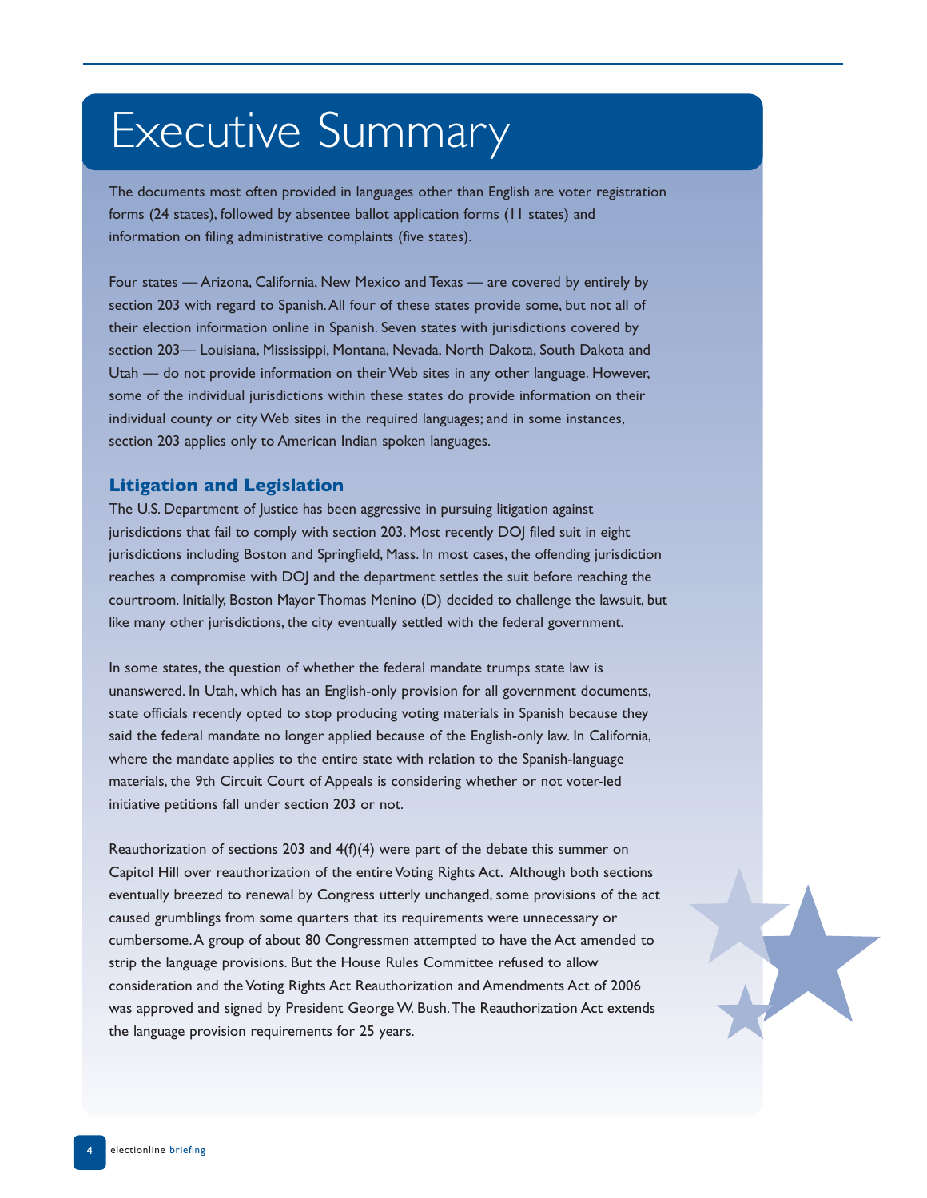# Executive Summary

The documents most often provided in languages other than English are voter registration forms (24 states), followed by absentee ballot application forms (11 states) and information on filing administrative complaints (five states).

Four states — Arizona, California, New Mexico and Texas — are covered by entirely by section 203 with regard to Spanish. All four of these states provide some, but not all of their election information online in Spanish. Seven states with jurisdictions covered by section 203— Louisiana, Mississippi, Montana, Nevada, North Dakota, South Dakota and Utah — do not provide information on their Web sites in any other language. However, some of the individual jurisdictions within these states do provide information on their individual county or city Web sites in the required languages; and in some instances, section 203 applies only to American Indian spoken languages.

### Litigation and Legislation

The U.S. Department of Justice has been aggressive in pursuing litigation against jurisdictions that fail to comply with section 203. Most recently DOJ filed suit in eight jurisdictions including Boston and Springfield, Mass. In most cases, the offending jurisdiction reaches a compromise with DOJ and the department settles the suit before reaching the courtroom. Initially, Boston Mayor Thomas Menino (D) decided to challenge the lawsuit, but like many other jurisdictions, the city eventually settled with the federal government.

In some states, the question of whether the federal mandate trumps state law is unanswered. In Utah, which has an English-only provision for all government documents, state officials recently opted to stop producing voting materials in Spanish because they said the federal mandate no longer applied because of the English-only law. In California, where the mandate applies to the entire state with relation to the Spanish-language materials, the 9th Circuit Court of Appeals is considering whether or not voter-led initiative petitions fall under section 203 or not.

Reauthorization of sections 203 and 4(f)(4) were part of the debate this summer on Capitol Hill over reauthorization of the entire Voting Rights Act. Although both sections eventually breezed to renewal by Congress utterly unchanged, some provisions of the act caused grumblings from some quarters that its requirements were unnecessary or cumbersome. A group of about 80 Congressmen attempted to have the Act amended to strip the language provisions. But the House Rules Committee refused to allow consideration and the Voting Rights Act Reauthorization and Amendments Act of 2006 was approved and signed by President George W. Bush. The Reauthorization Act extends the language provision requirements for 25 years.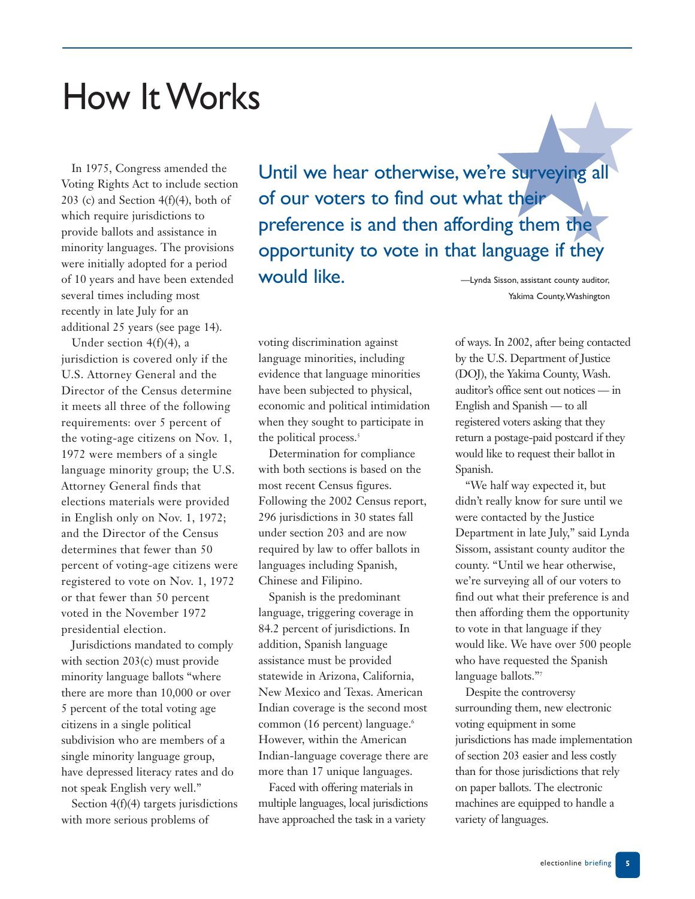# How It Works

> Until we hear otherwise, we're surveying all of our voters to find out what their preference is and then affording them the opportunity to vote in that language if they would like.
>
> —Lynda Sisson, assistant county auditor, Yakima County, Washington

In 1975, Congress amended the Voting Rights Act to include section 203 (c) and Section 4(f)(4), both of which require jurisdictions to provide ballots and assistance in minority languages. The provisions were initially adopted for a period of 10 years and have been extended several times including most recently in late July for an additional 25 years (see page 14).

Under section 4(f)(4), a jurisdiction is covered only if the U.S. Attorney General and the Director of the Census determine it meets all three of the following requirements: over 5 percent of the voting-age citizens on Nov. 1, 1972 were members of a single language minority group; the U.S. Attorney General finds that elections materials were provided in English only on Nov. 1, 1972; and the Director of the Census determines that fewer than 50 percent of voting-age citizens were registered to vote on Nov. 1, 1972 or that fewer than 50 percent voted in the November 1972 presidential election.

Jurisdictions mandated to comply with section 203(c) must provide minority language ballots "where there are more than 10,000 or over 5 percent of the total voting age citizens in a single political subdivision who are members of a single minority language group, have depressed literacy rates and do not speak English very well."

Section 4(f)(4) targets jurisdictions with more serious problems of voting discrimination against language minorities, including evidence that language minorities have been subjected to physical, economic and political intimidation when they sought to participate in the political process.[5]

Determination for compliance with both sections is based on the most recent Census figures. Following the 2002 Census report, 296 jurisdictions in 30 states fall under section 203 and are now required by law to offer ballots in languages including Spanish, Chinese and Filipino.

Spanish is the predominant language, triggering coverage in 84.2 percent of jurisdictions. In addition, Spanish language assistance must be provided statewide in Arizona, California, New Mexico and Texas. American Indian coverage is the second most common (16 percent) language.[6] However, within the American Indian-language coverage there are more than 17 unique languages.

Faced with offering materials in multiple languages, local jurisdictions have approached the task in a variety of ways. In 2002, after being contacted by the U.S. Department of Justice (DOJ), the Yakima County, Wash. auditor's office sent out notices — in English and Spanish — to all registered voters asking that they return a postage-paid postcard if they would like to request their ballot in Spanish.

"We half way expected it, but didn't really know for sure until we were contacted by the Justice Department in late July," said Lynda Sissom, assistant county auditor the county. "Until we hear otherwise, we're surveying all of our voters to find out what their preference is and then affording them the opportunity to vote in that language if they would like. We have over 500 people who have requested the Spanish language ballots."[7]

Despite the controversy surrounding them, new electronic voting equipment in some jurisdictions has made implementation of section 203 easier and less costly than for those jurisdictions that rely on paper ballots. The electronic machines are equipped to handle a variety of languages.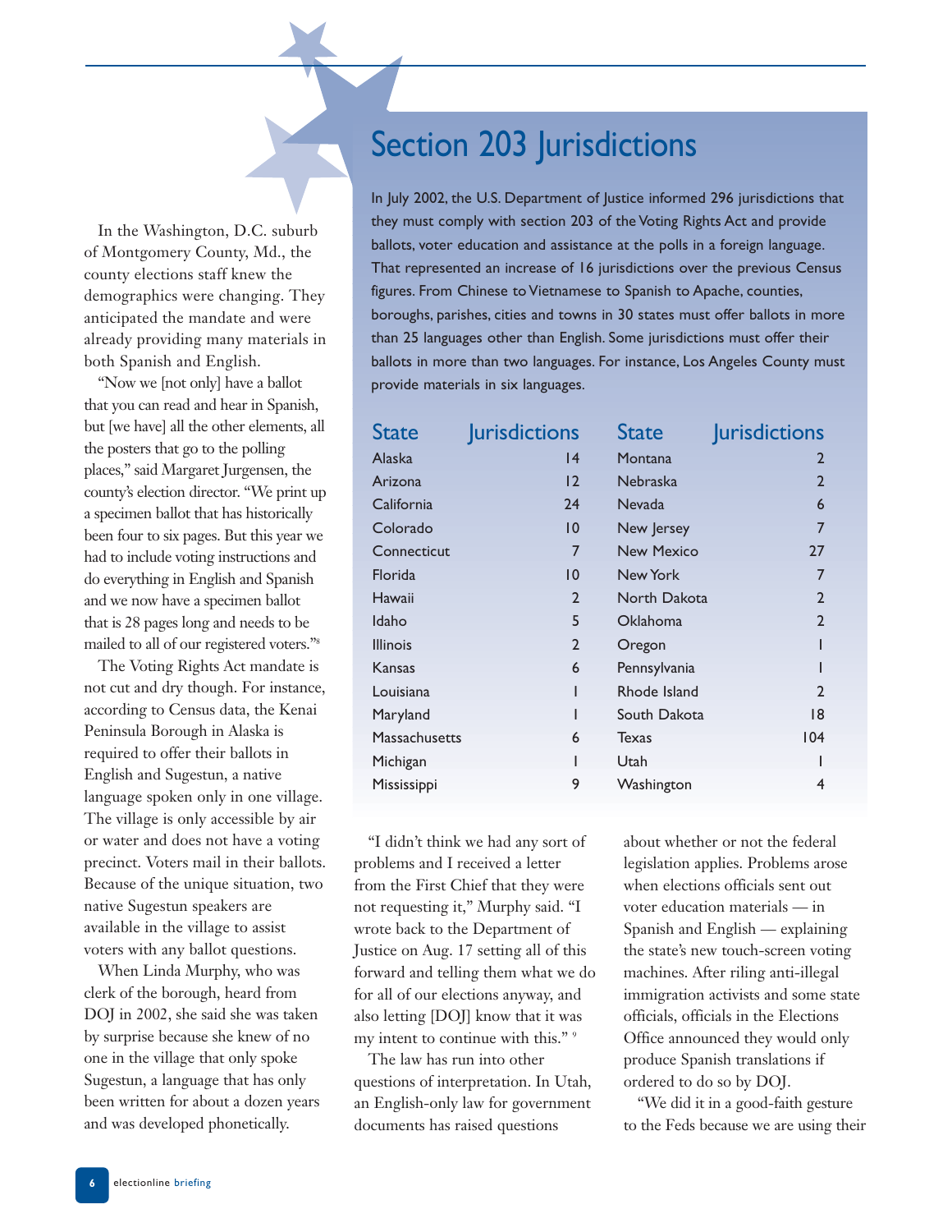In the Washington, D.C. suburb of Montgomery County, Md., the county elections staff knew the demographics were changing. They anticipated the mandate and were already providing many materials in both Spanish and English.

"Now we [not only] have a ballot that you can read and hear in Spanish, but [we have] all the other elements, all the posters that go to the polling places," said Margaret Jurgensen, the county's election director. "We print up a specimen ballot that has historically been four to six pages. But this year we had to include voting instructions and do everything in English and Spanish and we now have a specimen ballot that is 28 pages long and needs to be mailed to all of our registered voters."[8]

The Voting Rights Act mandate is not cut and dry though. For instance, according to Census data, the Kenai Peninsula Borough in Alaska is required to offer their ballots in English and Sugestun, a native language spoken only in one village. The village is only accessible by air or water and does not have a voting precinct. Voters mail in their ballots. Because of the unique situation, two native Sugestun speakers are available in the village to assist voters with any ballot questions.

When Linda Murphy, who was clerk of the borough, heard from DOJ in 2002, she said she was taken by surprise because she knew of no one in the village that only spoke Sugestun, a language that has only been written for about a dozen years and was developed phonetically.

## Section 203 Jurisdictions

In July 2002, the U.S. Department of Justice informed 296 jurisdictions that they must comply with section 203 of the Voting Rights Act and provide ballots, voter education and assistance at the polls in a foreign language. That represented an increase of 16 jurisdictions over the previous Census figures. From Chinese to Vietnamese to Spanish to Apache, counties, boroughs, parishes, cities and towns in 30 states must offer ballots in more than 25 languages other than English. Some jurisdictions must offer their ballots in more than two languages. For instance, Los Angeles County must provide materials in six languages.

| State | Jurisdictions | State | Jurisdictions |
|---|---|---|---|
| Alaska | 14 | Montana | 2 |
| Arizona | 12 | Nebraska | 2 |
| California | 24 | Nevada | 6 |
| Colorado | 10 | New Jersey | 7 |
| Connecticut | 7 | New Mexico | 27 |
| Florida | 10 | New York | 7 |
| Hawaii | 2 | North Dakota | 2 |
| Idaho | 5 | Oklahoma | 2 |
| Illinois | 2 | Oregon | 1 |
| Kansas | 6 | Pennsylvania | 1 |
| Louisiana | 1 | Rhode Island | 2 |
| Maryland | 1 | South Dakota | 18 |
| Massachusetts | 6 | Texas | 104 |
| Michigan | 1 | Utah | 1 |
| Mississippi | 9 | Washington | 4 |

"I didn't think we had any sort of problems and I received a letter from the First Chief that they were not requesting it," Murphy said. "I wrote back to the Department of Justice on Aug. 17 setting all of this forward and telling them what we do for all of our elections anyway, and also letting [DOJ] know that it was my intent to continue with this."[9]

The law has run into other questions of interpretation. In Utah, an English-only law for government documents has raised questions about whether or not the federal legislation applies. Problems arose when elections officials sent out voter education materials — in Spanish and English — explaining the state's new touch-screen voting machines. After riling anti-illegal immigration activists and some state officials, officials in the Elections Office announced they would only produce Spanish translations if ordered to do so by DOJ.

"We did it in a good-faith gesture to the Feds because we are using their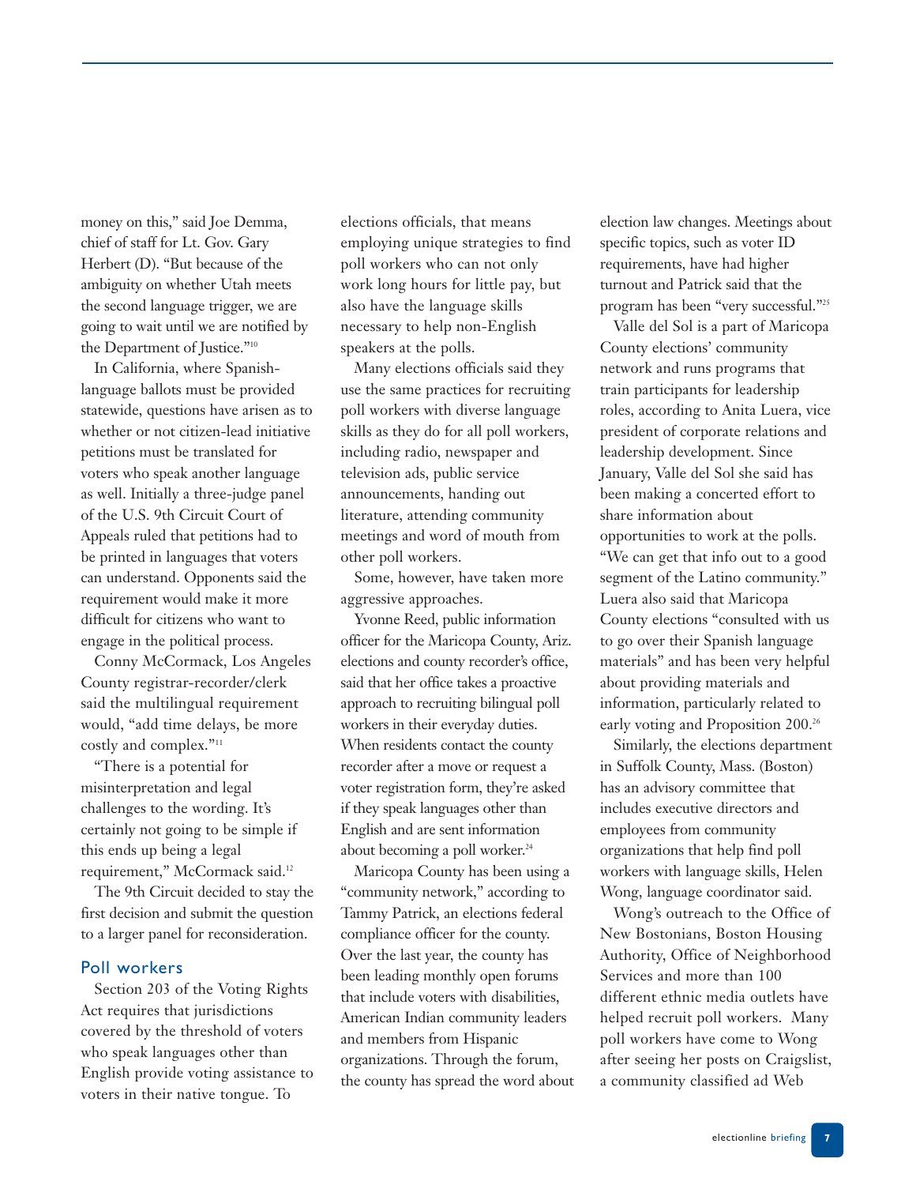money on this," said Joe Demma, chief of staff for Lt. Gov. Gary Herbert (D). "But because of the ambiguity on whether Utah meets the second language trigger, we are going to wait until we are notified by the Department of Justice."[10]

In California, where Spanish-language ballots must be provided statewide, questions have arisen as to whether or not citizen-lead initiative petitions must be translated for voters who speak another language as well. Initially a three-judge panel of the U.S. 9th Circuit Court of Appeals ruled that petitions had to be printed in languages that voters can understand. Opponents said the requirement would make it more difficult for citizens who want to engage in the political process.

Conny McCormack, Los Angeles County registrar-recorder/clerk said the multilingual requirement would, "add time delays, be more costly and complex."[11]

"There is a potential for misinterpretation and legal challenges to the wording. It's certainly not going to be simple if this ends up being a legal requirement," McCormack said.[12]

The 9th Circuit decided to stay the first decision and submit the question to a larger panel for reconsideration.

## Poll workers

Section 203 of the Voting Rights Act requires that jurisdictions covered by the threshold of voters who speak languages other than English provide voting assistance to voters in their native tongue. To elections officials, that means employing unique strategies to find poll workers who can not only work long hours for little pay, but also have the language skills necessary to help non-English speakers at the polls.

Many elections officials said they use the same practices for recruiting poll workers with diverse language skills as they do for all poll workers, including radio, newspaper and television ads, public service announcements, handing out literature, attending community meetings and word of mouth from other poll workers.

Some, however, have taken more aggressive approaches.

Yvonne Reed, public information officer for the Maricopa County, Ariz. elections and county recorder's office, said that her office takes a proactive approach to recruiting bilingual poll workers in their everyday duties. When residents contact the county recorder after a move or request a voter registration form, they're asked if they speak languages other than English and are sent information about becoming a poll worker.[24]

Maricopa County has been using a "community network," according to Tammy Patrick, an elections federal compliance officer for the county. Over the last year, the county has been leading monthly open forums that include voters with disabilities, American Indian community leaders and members from Hispanic organizations. Through the forum, the county has spread the word about election law changes. Meetings about specific topics, such as voter ID requirements, have had higher turnout and Patrick said that the program has been "very successful."[25]

Valle del Sol is a part of Maricopa County elections' community network and runs programs that train participants for leadership roles, according to Anita Luera, vice president of corporate relations and leadership development. Since January, Valle del Sol she said has been making a concerted effort to share information about opportunities to work at the polls. "We can get that info out to a good segment of the Latino community." Luera also said that Maricopa County elections "consulted with us to go over their Spanish language materials" and has been very helpful about providing materials and information, particularly related to early voting and Proposition 200.[26]

Similarly, the elections department in Suffolk County, Mass. (Boston) has an advisory committee that includes executive directors and employees from community organizations that help find poll workers with language skills, Helen Wong, language coordinator said.

Wong's outreach to the Office of New Bostonians, Boston Housing Authority, Office of Neighborhood Services and more than 100 different ethnic media outlets have helped recruit poll workers. Many poll workers have come to Wong after seeing her posts on Craigslist, a community classified ad Web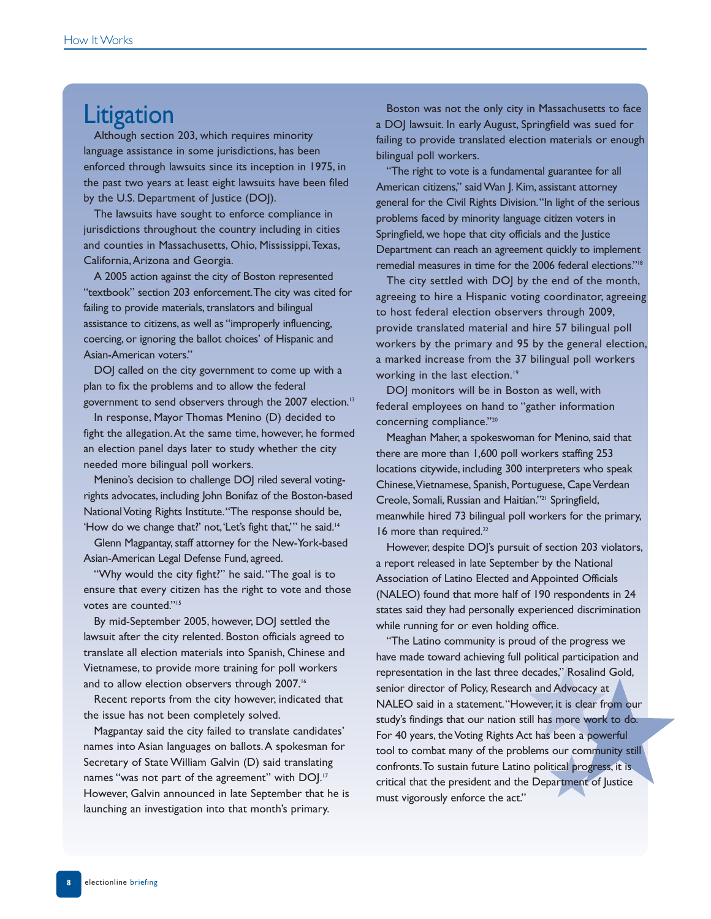## Litigation

Although section 203, which requires minority language assistance in some jurisdictions, has been enforced through lawsuits since its inception in 1975, in the past two years at least eight lawsuits have been filed by the U.S. Department of Justice (DOJ).

The lawsuits have sought to enforce compliance in jurisdictions throughout the country including in cities and counties in Massachusetts, Ohio, Mississippi, Texas, California, Arizona and Georgia.

A 2005 action against the city of Boston represented "textbook" section 203 enforcement. The city was cited for failing to provide materials, translators and bilingual assistance to citizens, as well as "improperly influencing, coercing, or ignoring the ballot choices" of Hispanic and Asian-American voters."

DOJ called on the city government to come up with a plan to fix the problems and to allow the federal government to send observers through the 2007 election.[13]

In response, Mayor Thomas Menino (D) decided to fight the allegation. At the same time, however, he formed an election panel days later to study whether the city needed more bilingual poll workers.

Menino's decision to challenge DOJ riled several voting-rights advocates, including John Bonifaz of the Boston-based National Voting Rights Institute. "The response should be, 'How do we change that?' not, 'Let's fight that,'" he said.[14]

Glenn Magpantay, staff attorney for the New-York-based Asian-American Legal Defense Fund, agreed.

"Why would the city fight?" he said. "The goal is to ensure that every citizen has the right to vote and those votes are counted."[15]

By mid-September 2005, however, DOJ settled the lawsuit after the city relented. Boston officials agreed to translate all election materials into Spanish, Chinese and Vietnamese, to provide more training for poll workers and to allow election observers through 2007.[16]

Recent reports from the city however, indicated that the issue has not been completely solved.

Magpantay said the city failed to translate candidates' names into Asian languages on ballots. A spokesman for Secretary of State William Galvin (D) said translating names "was not part of the agreement" with DOJ.[17] However, Galvin announced in late September that he is launching an investigation into that month's primary.

Boston was not the only city in Massachusetts to face a DOJ lawsuit. In early August, Springfield was sued for failing to provide translated election materials or enough bilingual poll workers.

"The right to vote is a fundamental guarantee for all American citizens," said Wan J. Kim, assistant attorney general for the Civil Rights Division. "In light of the serious problems faced by minority language citizen voters in Springfield, we hope that city officials and the Justice Department can reach an agreement quickly to implement remedial measures in time for the 2006 federal elections."[18]

The city settled with DOJ by the end of the month, agreeing to hire a Hispanic voting coordinator, agreeing to host federal election observers through 2009, provide translated material and hire 57 bilingual poll workers by the primary and 95 by the general election, a marked increase from the 37 bilingual poll workers working in the last election.[19]

DOJ monitors will be in Boston as well, with federal employees on hand to "gather information concerning compliance."[20]

Meaghan Maher, a spokeswoman for Menino, said that there are more than 1,600 poll workers staffing 253 locations citywide, including 300 interpreters who speak Chinese, Vietnamese, Spanish, Portuguese, Cape Verdean Creole, Somali, Russian and Haitian."[21] Springfield, meanwhile hired 73 bilingual poll workers for the primary, 16 more than required.[22]

However, despite DOJ's pursuit of section 203 violators, a report released in late September by the National Association of Latino Elected and Appointed Officials (NALEO) found that more half of 190 respondents in 24 states said they had personally experienced discrimination while running for or even holding office.

"The Latino community is proud of the progress we have made toward achieving full political participation and representation in the last three decades," Rosalind Gold, senior director of Policy, Research and Advocacy at NALEO said in a statement. "However, it is clear from our study's findings that our nation still has more work to do. For 40 years, the Voting Rights Act has been a powerful tool to combat many of the problems our community still confronts. To sustain future Latino political progress, it is critical that the president and the Department of Justice must vigorously enforce the act."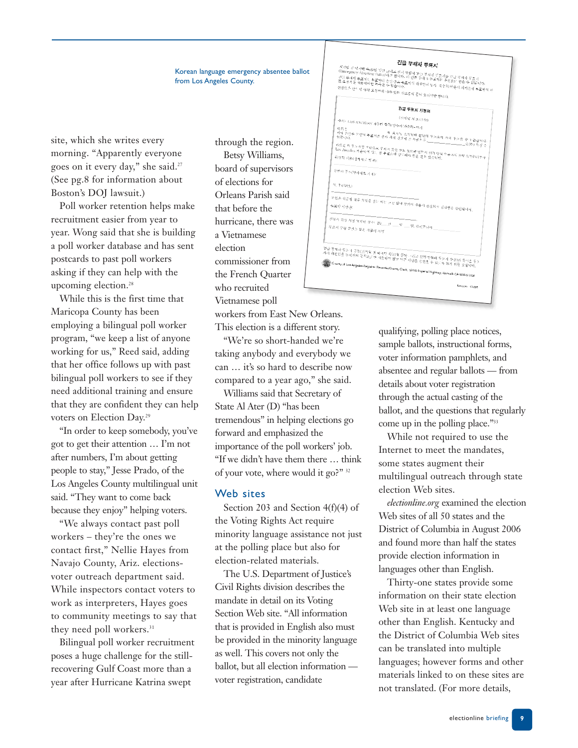Korean language emergency absentee ballot from Los Angeles County.

site, which she writes every morning. "Apparently everyone goes on it every day," she said.[27] (See pg.8 for information about Boston's DOJ lawsuit.)

Poll worker retention helps make recruitment easier from year to year. Wong said that she is building a poll worker database and has sent postcards to past poll workers asking if they can help with the upcoming election.[28]

While this is the first time that Maricopa County has been employing a bilingual poll worker program, "we keep a list of anyone working for us," Reed said, adding that her office follows up with past bilingual poll workers to see if they need additional training and ensure that they are confident they can help voters on Election Day.[29]

"In order to keep somebody, you've got to get their attention … I'm not after numbers, I'm about getting people to stay," Jesse Prado, of the Los Angeles County multilingual unit said. "They want to come back because they enjoy" helping voters.

"We always contact past poll workers – they're the ones we contact first," Nellie Hayes from Navajo County, Ariz. elections-voter outreach department said. While inspectors contact voters to work as interpreters, Hayes goes to community meetings to say that they need poll workers.[31]

Bilingual poll worker recruitment poses a huge challenge for the still-recovering Gulf Coast more than a year after Hurricane Katrina swept through the region.

Betsy Williams, board of supervisors of elections for Orleans Parish said that before the hurricane, there was a Vietnamese election commissioner from the French Quarter who recruited Vietnamese poll workers from East New Orleans. This election is a different story.

"We're so short-handed we're taking anybody and everybody we can … it's so hard to describe now compared to a year ago," she said.

Williams said that Secretary of State Al Ater (D) "has been tremendous" in helping elections go forward and emphasized the importance of the poll workers' job. "If we didn't have them there … think of your vote, where would it go?" [32]

## Web sites

Section 203 and Section 4(f)(4) of the Voting Rights Act require minority language assistance not just at the polling place but also for election-related materials.

The U.S. Department of Justice's Civil Rights division describes the mandate in detail on its Voting Section Web site. "All information that is provided in English also must be provided in the minority language as well. This covers not only the ballot, but all election information — voter registration, candidate qualifying, polling place notices, sample ballots, instructional forms, voter information pamphlets, and absentee and regular ballots — from details about voter registration through the actual casting of the ballot, and the questions that regularly come up in the polling place."[33]

While not required to use the Internet to meet the mandates, some states augment their multilingual outreach through state election Web sites.

*electionline.org* examined the election Web sites of all 50 states and the District of Columbia in August 2006 and found more than half the states provide election information in languages other than English.

Thirty-one states provide some information on their state election Web site in at least one language other than English. Kentucky and the District of Columbia Web sites can be translated into multiple languages; however forms and other materials linked to on these sites are not translated. (For more details,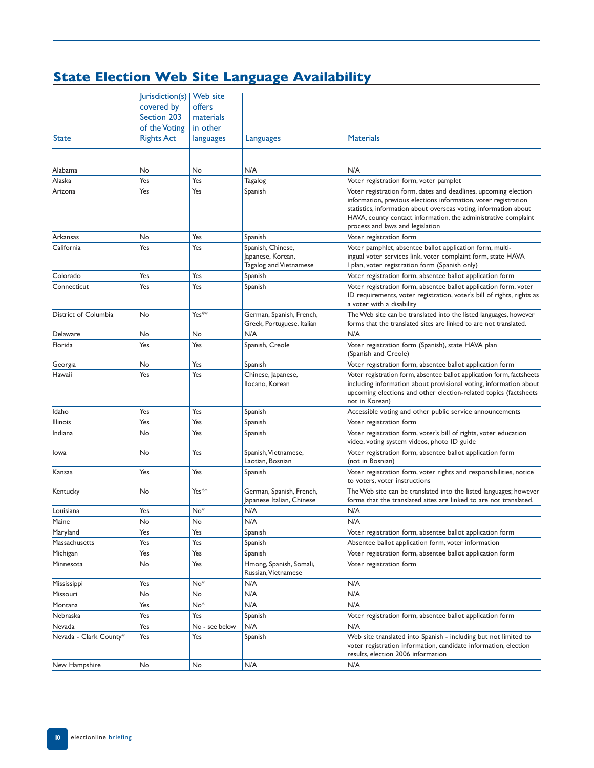# State Election Web Site Language Availability

| State | Jurisdiction(s) covered by Section 203 of the Voting Rights Act | Web site offers materials in other languages | Languages | Materials |
|---|---|---|---|---|
| Alabama | No | No | N/A | N/A |
| Alaska | Yes | Yes | Tagalog | Voter registration form, voter pamplet |
| Arizona | Yes | Yes | Spanish | Voter registration form, dates and deadlines, upcoming election information, previous elections information, voter registration statistics, information about overseas voting, information about HAVA, county contact information, the administrative complaint process and laws and legislation |
| Arkansas | No | Yes | Spanish | Voter registration form |
| California | Yes | Yes | Spanish, Chinese, Japanese, Korean, Tagalog and Vietnamese | Voter pamphlet, absentee ballot application form, multi-ingual voter services link, voter complaint form, state HAVA l plan, voter registration form (Spanish only) |
| Colorado | Yes | Yes | Spanish | Voter registration form, absentee ballot application form |
| Connecticut | Yes | Yes | Spanish | Voter registration form, absentee ballot application form, voter ID requirements, voter registration, voter's bill of rights, rights as a voter with a disability |
| District of Columbia | No | Yes** | German, Spanish, French, Greek, Portuguese, Italian | The Web site can be translated into the listed languages, however forms that the translated sites are linked to are not translated. |
| Delaware | No | No | N/A | N/A |
| Florida | Yes | Yes | Spanish, Creole | Voter registration form (Spanish), state HAVA plan (Spanish and Creole) |
| Georgia | No | Yes | Spanish | Voter registration form, absentee ballot application form |
| Hawaii | Yes | Yes | Chinese, Japanese, Ilocano, Korean | Voter registration form, absentee ballot application form, factsheets including information about provisional voting, information about upcoming elections and other election-related topics (factsheets not in Korean) |
| Idaho | Yes | Yes | Spanish | Accessible voting and other public service announcements |
| Illinois | Yes | Yes | Spanish | Voter registration form |
| Indiana | No | Yes | Spanish | Voter registration form, voter's bill of rights, voter education video, voting system videos, photo ID guide |
| Iowa | No | Yes | Spanish, Vietnamese, Laotian, Bosnian | Voter registration form, absentee ballot application form (not in Bosnian) |
| Kansas | Yes | Yes | Spanish | Voter registration form, voter rights and responsibilities, notice to voters, voter instructions |
| Kentucky | No | Yes** | German, Spanish, French, Japanese Italian, Chinese | The Web site can be translated into the listed languages; however forms that the translated sites are linked to are not translated. |
| Louisiana | Yes | No* | N/A | N/A |
| Maine | No | No | N/A | N/A |
| Maryland | Yes | Yes | Spanish | Voter registration form, absentee ballot application form |
| Massachusetts | Yes | Yes | Spanish | Absentee ballot application form, voter information |
| Michigan | Yes | Yes | Spanish | Voter registration form, absentee ballot application form |
| Minnesota | No | Yes | Hmong, Spanish, Somali, Russian, Vietnamese | Voter registration form |
| Mississippi | Yes | No* | N/A | N/A |
| Missouri | No | No | N/A | N/A |
| Montana | Yes | No* | N/A | N/A |
| Nebraska | Yes | Yes | Spanish | Voter registration form, absentee ballot application form |
| Nevada | Yes | No - see below | N/A | N/A |
| Nevada - Clark County* | Yes | Yes | Spanish | Web site translated into Spanish - including but not limited to voter registration information, candidate information, election results, election 2006 information |
| New Hampshire | No | No | N/A | N/A |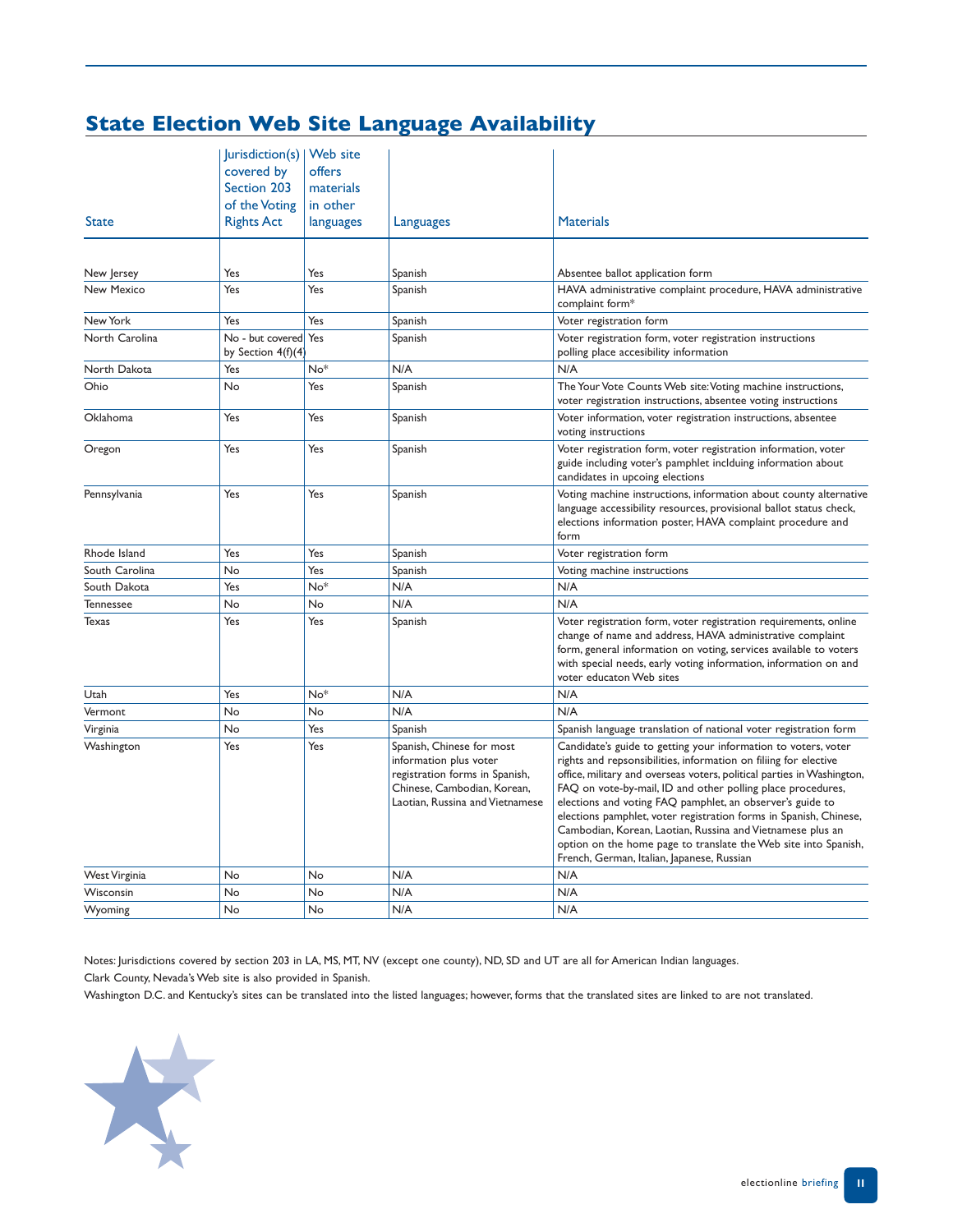## State Election Web Site Language Availability

| State | Jurisdiction(s) covered by Section 203 of the Voting Rights Act | Web site offers materials in other languages | Languages | Materials |
|---|---|---|---|---|
| New Jersey | Yes | Yes | Spanish | Absentee ballot application form |
| New Mexico | Yes | Yes | Spanish | HAVA administrative complaint procedure, HAVA administrative complaint form* |
| New York | Yes | Yes | Spanish | Voter registration form |
| North Carolina | No - but covered by Section 4(f)(4) | Yes | Spanish | Voter registration form, voter registration instructions polling place accesibility information |
| North Dakota | Yes | No* | N/A | N/A |
| Ohio | No | Yes | Spanish | The Your Vote Counts Web site: Voting machine instructions, voter registration instructions, absentee voting instructions |
| Oklahoma | Yes | Yes | Spanish | Voter information, voter registration instructions, absentee voting instructions |
| Oregon | Yes | Yes | Spanish | Voter registration form, voter registration information, voter guide including voter's pamphlet inclduing information about candidates in upcoing elections |
| Pennsylvania | Yes | Yes | Spanish | Voting machine instructions, information about county alternative language accessibility resources, provisional ballot status check, elections information poster, HAVA complaint procedure and form |
| Rhode Island | Yes | Yes | Spanish | Voter registration form |
| South Carolina | No | Yes | Spanish | Voting machine instructions |
| South Dakota | Yes | No* | N/A | N/A |
| Tennessee | No | No | N/A | N/A |
| Texas | Yes | Yes | Spanish | Voter registration form, voter registration requirements, online change of name and address, HAVA administrative complaint form, general information on voting, services available to voters with special needs, early voting information, information on and voter educaton Web sites |
| Utah | Yes | No* | N/A | N/A |
| Vermont | No | No | N/A | N/A |
| Virginia | No | Yes | Spanish | Spanish language translation of national voter registration form |
| Washington | Yes | Yes | Spanish, Chinese for most information plus voter registration forms in Spanish, Chinese, Cambodian, Korean, Laotian, Russina and Vietnamese | Candidate's guide to getting your information to voters, voter rights and repsonsibilities, information on filiing for elective office, military and overseas voters, political parties in Washington, FAQ on vote-by-mail, ID and other polling place procedures, elections and voting FAQ pamphlet, an observer's guide to elections pamphlet, voter registration forms in Spanish, Chinese, Cambodian, Korean, Laotian, Russina and Vietnamese plus an option on the home page to translate the Web site into Spanish, French, German, Italian, Japanese, Russian |
| West Virginia | No | No | N/A | N/A |
| Wisconsin | No | No | N/A | N/A |
| Wyoming | No | No | N/A | N/A |

Notes: Jurisdictions covered by section 203 in LA, MS, MT, NV (except one county), ND, SD and UT are all for American Indian languages.

Clark County, Nevada's Web site is also provided in Spanish.

Washington D.C. and Kentucky's sites can be translated into the listed languages; however, forms that the translated sites are linked to are not translated.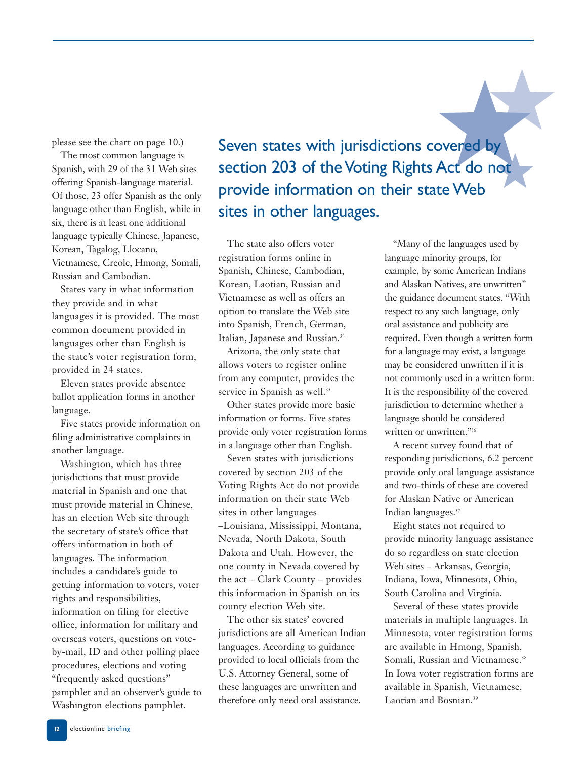please see the chart on page 10.)

The most common language is Spanish, with 29 of the 31 Web sites offering Spanish-language material. Of those, 23 offer Spanish as the only language other than English, while in six, there is at least one additional language typically Chinese, Japanese, Korean, Tagalog, Llocano, Vietnamese, Creole, Hmong, Somali, Russian and Cambodian.

States vary in what information they provide and in what languages it is provided. The most common document provided in languages other than English is the state's voter registration form, provided in 24 states.

Eleven states provide absentee ballot application forms in another language.

Five states provide information on filing administrative complaints in another language.

Washington, which has three jurisdictions that must provide material in Spanish and one that must provide material in Chinese, has an election Web site through the secretary of state's office that offers information in both of languages. The information includes a candidate's guide to getting information to voters, voter rights and responsibilities, information on filing for elective office, information for military and overseas voters, questions on vote-by-mail, ID and other polling place procedures, elections and voting "frequently asked questions" pamphlet and an observer's guide to Washington elections pamphlet.

## Seven states with jurisdictions covered by section 203 of the Voting Rights Act do not provide information on their state Web sites in other languages.

The state also offers voter registration forms online in Spanish, Chinese, Cambodian, Korean, Laotian, Russian and Vietnamese as well as offers an option to translate the Web site into Spanish, French, German, Italian, Japanese and Russian.[34]

Arizona, the only state that allows voters to register online from any computer, provides the service in Spanish as well.[35]

Other states provide more basic information or forms. Five states provide only voter registration forms in a language other than English.

Seven states with jurisdictions covered by section 203 of the Voting Rights Act do not provide information on their state Web sites in other languages –Louisiana, Mississippi, Montana, Nevada, North Dakota, South Dakota and Utah. However, the one county in Nevada covered by the act – Clark County – provides this information in Spanish on its county election Web site.

The other six states' covered jurisdictions are all American Indian languages. According to guidance provided to local officials from the U.S. Attorney General, some of these languages are unwritten and therefore only need oral assistance.

"Many of the languages used by language minority groups, for example, by some American Indians and Alaskan Natives, are unwritten" the guidance document states. "With respect to any such language, only oral assistance and publicity are required. Even though a written form for a language may exist, a language may be considered unwritten if it is not commonly used in a written form. It is the responsibility of the covered jurisdiction to determine whether a language should be considered written or unwritten."[36]

A recent survey found that of responding jurisdictions, 6.2 percent provide only oral language assistance and two-thirds of these are covered for Alaskan Native or American Indian languages.[37]

Eight states not required to provide minority language assistance do so regardless on state election Web sites – Arkansas, Georgia, Indiana, Iowa, Minnesota, Ohio, South Carolina and Virginia.

Several of these states provide materials in multiple languages. In Minnesota, voter registration forms are available in Hmong, Spanish, Somali, Russian and Vietnamese.[38] In Iowa voter registration forms are available in Spanish, Vietnamese, Laotian and Bosnian.[39]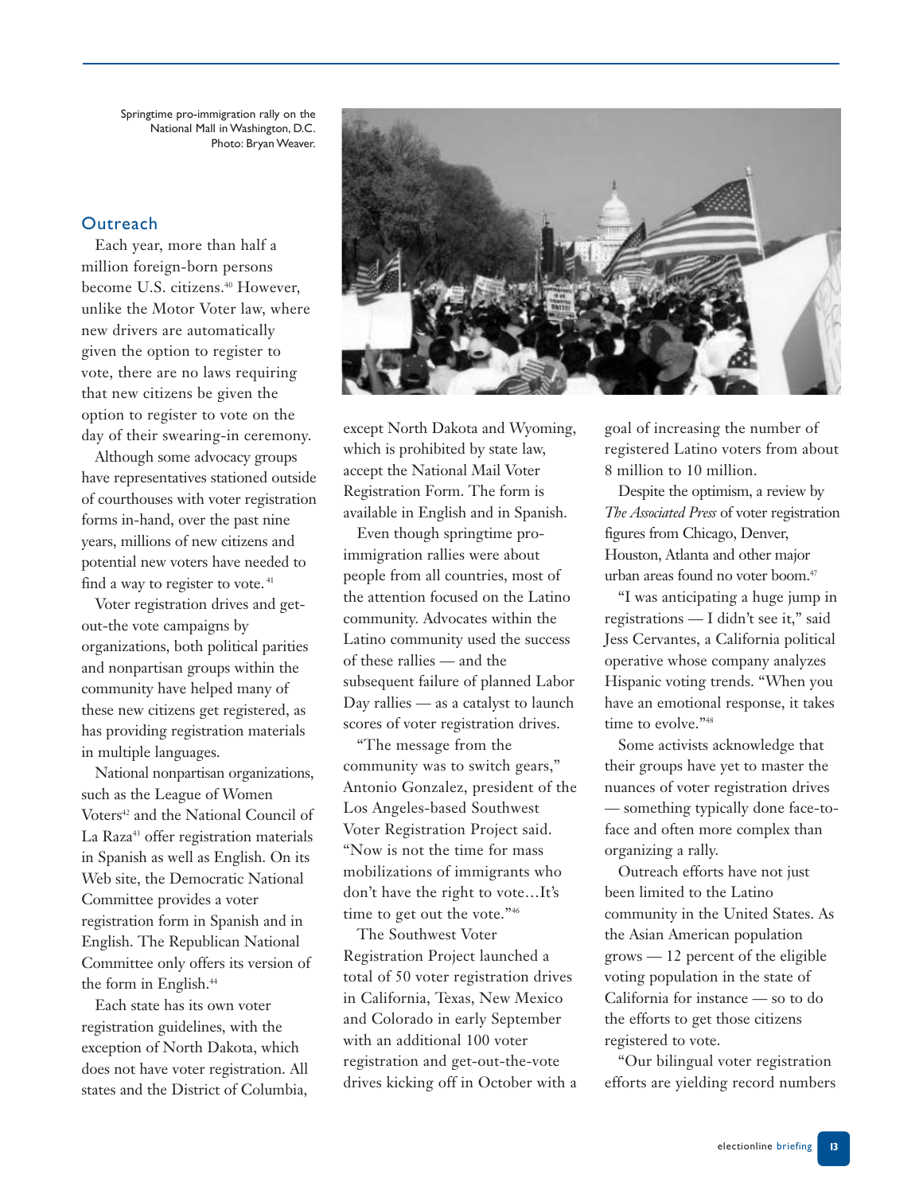Springtime pro-immigration rally on the National Mall in Washington, D.C. Photo: Bryan Weaver.

## Outreach

Each year, more than half a million foreign-born persons become U.S. citizens.[40] However, unlike the Motor Voter law, where new drivers are automatically given the option to register to vote, there are no laws requiring that new citizens be given the option to register to vote on the day of their swearing-in ceremony.

Although some advocacy groups have representatives stationed outside of courthouses with voter registration forms in-hand, over the past nine years, millions of new citizens and potential new voters have needed to find a way to register to vote.[41]

Voter registration drives and get-out-the vote campaigns by organizations, both political parities and nonpartisan groups within the community have helped many of these new citizens get registered, as has providing registration materials in multiple languages.

National nonpartisan organizations, such as the League of Women Voters[42] and the National Council of La Raza[43] offer registration materials in Spanish as well as English. On its Web site, the Democratic National Committee provides a voter registration form in Spanish and in English. The Republican National Committee only offers its version of the form in English.[44]

Each state has its own voter registration guidelines, with the exception of North Dakota, which does not have voter registration. All states and the District of Columbia, except North Dakota and Wyoming, which is prohibited by state law, accept the National Mail Voter Registration Form. The form is available in English and in Spanish.

Even though springtime pro-immigration rallies were about people from all countries, most of the attention focused on the Latino community. Advocates within the Latino community used the success of these rallies — and the subsequent failure of planned Labor Day rallies — as a catalyst to launch scores of voter registration drives.

"The message from the community was to switch gears," Antonio Gonzalez, president of the Los Angeles-based Southwest Voter Registration Project said. "Now is not the time for mass mobilizations of immigrants who don't have the right to vote…It's time to get out the vote."[46]

The Southwest Voter Registration Project launched a total of 50 voter registration drives in California, Texas, New Mexico and Colorado in early September with an additional 100 voter registration and get-out-the-vote drives kicking off in October with a goal of increasing the number of registered Latino voters from about 8 million to 10 million.

Despite the optimism, a review by *The Associated Press* of voter registration figures from Chicago, Denver, Houston, Atlanta and other major urban areas found no voter boom.[47]

"I was anticipating a huge jump in registrations — I didn't see it," said Jess Cervantes, a California political operative whose company analyzes Hispanic voting trends. "When you have an emotional response, it takes time to evolve."[48]

Some activists acknowledge that their groups have yet to master the nuances of voter registration drives — something typically done face-to-face and often more complex than organizing a rally.

Outreach efforts have not just been limited to the Latino community in the United States. As the Asian American population grows — 12 percent of the eligible voting population in the state of California for instance — so to do the efforts to get those citizens registered to vote.

"Our bilingual voter registration efforts are yielding record numbers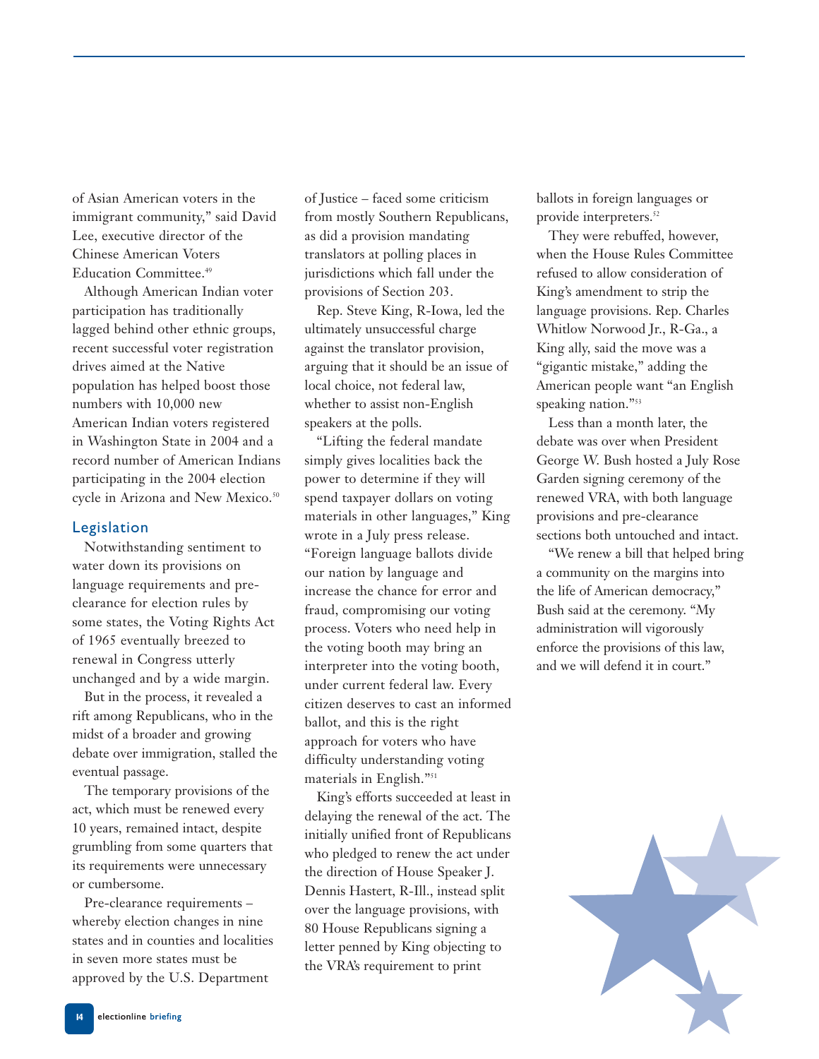of Asian American voters in the immigrant community," said David Lee, executive director of the Chinese American Voters Education Committee.[49]

Although American Indian voter participation has traditionally lagged behind other ethnic groups, recent successful voter registration drives aimed at the Native population has helped boost those numbers with 10,000 new American Indian voters registered in Washington State in 2004 and a record number of American Indians participating in the 2004 election cycle in Arizona and New Mexico.[50]

## Legislation

Notwithstanding sentiment to water down its provisions on language requirements and pre-clearance for election rules by some states, the Voting Rights Act of 1965 eventually breezed to renewal in Congress utterly unchanged and by a wide margin.

But in the process, it revealed a rift among Republicans, who in the midst of a broader and growing debate over immigration, stalled the eventual passage.

The temporary provisions of the act, which must be renewed every 10 years, remained intact, despite grumbling from some quarters that its requirements were unnecessary or cumbersome.

Pre-clearance requirements – whereby election changes in nine states and in counties and localities in seven more states must be approved by the U.S. Department of Justice – faced some criticism from mostly Southern Republicans, as did a provision mandating translators at polling places in jurisdictions which fall under the provisions of Section 203.

Rep. Steve King, R-Iowa, led the ultimately unsuccessful charge against the translator provision, arguing that it should be an issue of local choice, not federal law, whether to assist non-English speakers at the polls.

"Lifting the federal mandate simply gives localities back the power to determine if they will spend taxpayer dollars on voting materials in other languages," King wrote in a July press release. "Foreign language ballots divide our nation by language and increase the chance for error and fraud, compromising our voting process. Voters who need help in the voting booth may bring an interpreter into the voting booth, under current federal law. Every citizen deserves to cast an informed ballot, and this is the right approach for voters who have difficulty understanding voting materials in English."[51]

King's efforts succeeded at least in delaying the renewal of the act. The initially unified front of Republicans who pledged to renew the act under the direction of House Speaker J. Dennis Hastert, R-Ill., instead split over the language provisions, with 80 House Republicans signing a letter penned by King objecting to the VRA's requirement to print ballots in foreign languages or provide interpreters.[52]

They were rebuffed, however, when the House Rules Committee refused to allow consideration of King's amendment to strip the language provisions. Rep. Charles Whitlow Norwood Jr., R-Ga., a King ally, said the move was a "gigantic mistake," adding the American people want "an English speaking nation."[53]

Less than a month later, the debate was over when President George W. Bush hosted a July Rose Garden signing ceremony of the renewed VRA, with both language provisions and pre-clearance sections both untouched and intact.

"We renew a bill that helped bring a community on the margins into the life of American democracy," Bush said at the ceremony. "My administration will vigorously enforce the provisions of this law, and we will defend it in court."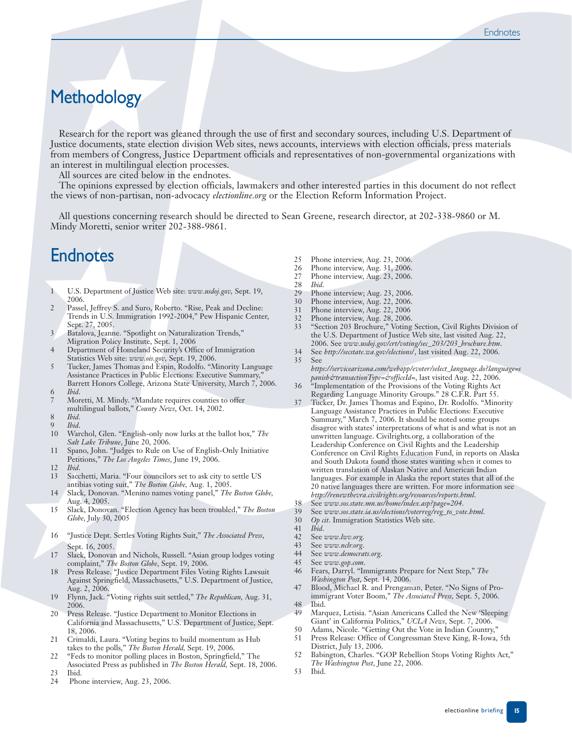# Methodology

Research for the report was gleaned through the use of first and secondary sources, including U.S. Department of Justice documents, state election division Web sites, news accounts, interviews with election officials, press materials from members of Congress, Justice Department officials and representatives of non-governmental organizations with an interest in multilingual election processes.

All sources are cited below in the endnotes.

The opinions expressed by election officials, lawmakers and other interested parties in this document do not reflect the views of non-partisan, non-advocacy *electionline.org* or the Election Reform Information Project.

All questions concerning research should be directed to Sean Greene, research director, at 202-338-9860 or M. Mindy Moretti, senior writer 202-388-9861.

# Endnotes

1 U.S. Department of Justice Web site: *www.usdoj.gov,* Sept. 19, 2006.

2 Passel, Jeffrey S. and Suro, Roberto. "Rise, Peak and Decline: Trends in U.S. Immigration 1992-2004," Pew Hispanic Center, Sept. 27, 2005.

3 Batalova, Jeanne. "Spotlight on Naturalization Trends," Migration Policy Institute, Sept. 1, 2006

4 Department of Homeland Security's Office of Immigration Statistics Web site: *www.ois.gov,* Sept. 19, 2006.

5 Tucker, James Thomas and Espin, Rodolfo. "Minority Language Assistance Practices in Public Elections: Executive Summary," Barrett Honors College, Arizona State University, March 7, 2006.

6 *Ibid*.

7 Moretti, M. Mindy. "Mandate requires counties to offer multilingual ballots," *County News*, Oct. 14, 2002.

8 *Ibid*.

9 *Ibid*.

10 Warchol, Glen. "English-only now lurks at the ballot box," *The Salt Lake Tribune*, June 20, 2006.

11 Spano, John. "Judges to Rule on Use of English-Only Initiative Petitions," *The Los Angeles Times*, June 19, 2006.

12 *Ibid*.

13 Sacchetti, Maria. "Four councilors set to ask city to settle US antibias voting suit," *The Boston Globe*, Aug. 1, 2005.

14 Slack, Donovan. "Menino names voting panel," *The Boston Globe*, Aug. 4, 2005.

15 Slack, Donovan. "Election Agency has been troubled," *The Boston Globe*, July 30, 2005

16 "Justice Dept. Settles Voting Rights Suit," *The Associated Press*, Sept. 16, 2005.

17 Slack, Donovan and Nichols, Russell. "Asian group lodges voting complaint," *The Boston Globe*, Sept. 19, 2006.

18 Press Release. "Justice Department Files Voting Rights Lawsuit Against Springfield, Massachusetts," U.S. Department of Justice, Aug. 2, 2006.

19 Flynn, Jack. "Voting rights suit settled," *The Republican*, Aug. 31, 2006.

20 Press Release. "Justice Department to Monitor Elections in California and Massachusetts," U.S. Department of Justice, Sept. 18, 2006.

21 Crimaldi, Laura. "Voting begins to build momentum as Hub takes to the polls," *The Boston Herald*, Sept. 19, 2006.

22 "Feds to monitor polling places in Boston, Springfield," The Associated Press as published in *The Boston Herald*, Sept. 18, 2006.

23 Ibid.

24 Phone interview, Aug. 23, 2006.

25 Phone interview, Aug. 23, 2006.

26 Phone interview, Aug. 31, 2006.

27 Phone interview, Aug. 23, 2006.

28 *Ibid*.

29 Phone interview; Aug. 23, 2006.

30 Phone interview, Aug. 22, 2006.

31 Phone interview, Aug. 22, 2006

32 Phone interview, Aug. 28, 2006.

33 "Section 203 Brochure," Voting Section, Civil Rights Division of the U.S. Department of Justice Web site, last visited Aug. 22, 2006. See *www.usdoj.gov/crt/voting/sec_203/203_brochure.htm*.

34 See *http://secstate.wa.gov/elections/*, last visited Aug. 22, 2006.

35 See *https://servicearizona.com/webapp/evoter/select_language.do?language=spanish&transactionType=&officeId=*, last visited Aug. 22, 2006.

36 "Implementation of the Provisions of the Voting Rights Act Regarding Language Minority Groups." 28 C.F.R. Part 55.

37 Tucker, Dr. James Thomas and Espino, Dr. Rodolfo. "Minority Language Assistance Practices in Public Elections: Executive Summary," March 7, 2006. It should be noted some groups disagree with states' interpretations of what is and what is not an unwritten language. Civilrights.org, a collaboration of the Leadership Conference on Civil Rights and the Leadership Conference on Civil Rights Education Fund, in reports on Alaska and South Dakota found those states wanting when it comes to written translation of Alaskan Native and American Indian languages. For example in Alaska the report states that all of the 20 native languages there are written. For more information see *http://renewthevra.civilrights.org/resources/reports.html*.

38 See *www.sos.state.mn.us/home/index.asp?page=204*.

39 See *www.sos.state.ia.us/elections/voterreg/reg_to_vote.html*.

30 *Op cit*. Immigration Statistics Web site.

41 *Ibid*.

42 See *www.lwv.org*.

43 See *www.nclr.org*.

44 See *www.democrats.org*.

45 See *www.gop.com*.

46 Fears, Darryl. "Immigrants Prepare for Next Step," *The Washington Post*, Sept. 14, 2006.

47 Blood, Michael R. and Prengaman, Peter. "No Signs of Pro-immigrant Voter Boom," *The Associated Press,* Sept. 5, 2006.

48 Ibid.

49 Marquez, Letisia. "Asian Americans Called the New 'Sleeping Giant' in California Politics," *UCLA News*, Sept. 7, 2006.

50 Adams, Nicole. "Getting Out the Vote in Indian Country,"

51 Press Release: Office of Congressman Steve King, R-Iowa, 5th District, July 13, 2006.

52 Babington, Charles. "GOP Rebellion Stops Voting Rights Act," *The Washington Post*, June 22, 2006.

53 Ibid.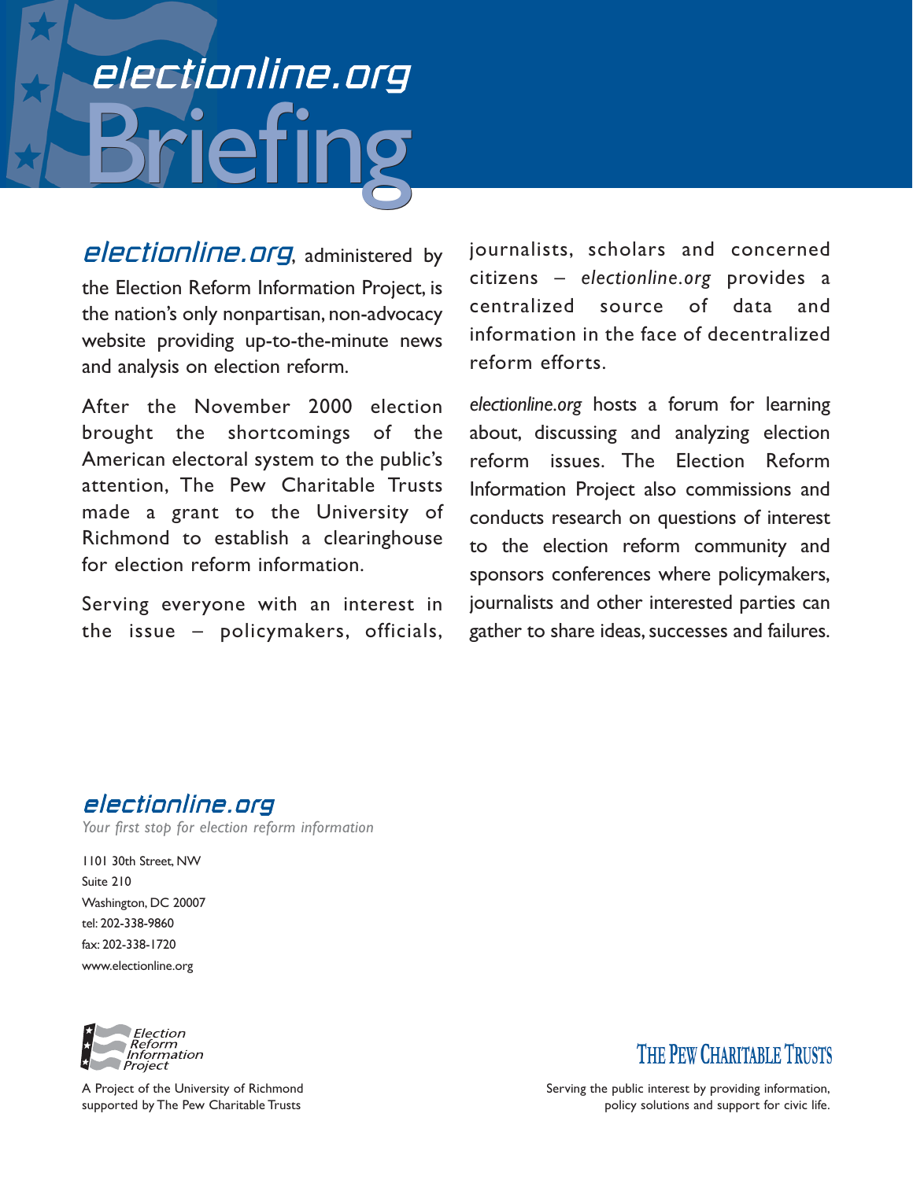# electionline.org Briefing

*electionline.org*, administered by the Election Reform Information Project, is the nation's only nonpartisan, non-advocacy website providing up-to-the-minute news and analysis on election reform.

After the November 2000 election brought the shortcomings of the American electoral system to the public's attention, The Pew Charitable Trusts made a grant to the University of Richmond to establish a clearinghouse for election reform information.

Serving everyone with an interest in the issue – policymakers, officials, journalists, scholars and concerned citizens – *electionline.org* provides a centralized source of data and information in the face of decentralized reform efforts.

*electionline.org* hosts a forum for learning about, discussing and analyzing election reform issues. The Election Reform Information Project also commissions and conducts research on questions of interest to the election reform community and sponsors conferences where policymakers, journalists and other interested parties can gather to share ideas, successes and failures.

**electionline.org**

*Your first stop for election reform information*

1101 30th Street, NW
Suite 210
Washington, DC 20007
tel: 202-338-9860
fax: 202-338-1720
www.electionline.org

Election Reform Information Project

A Project of the University of Richmond
supported by The Pew Charitable Trusts

THE PEW CHARITABLE TRUSTS

Serving the public interest by providing information, policy solutions and support for civic life.